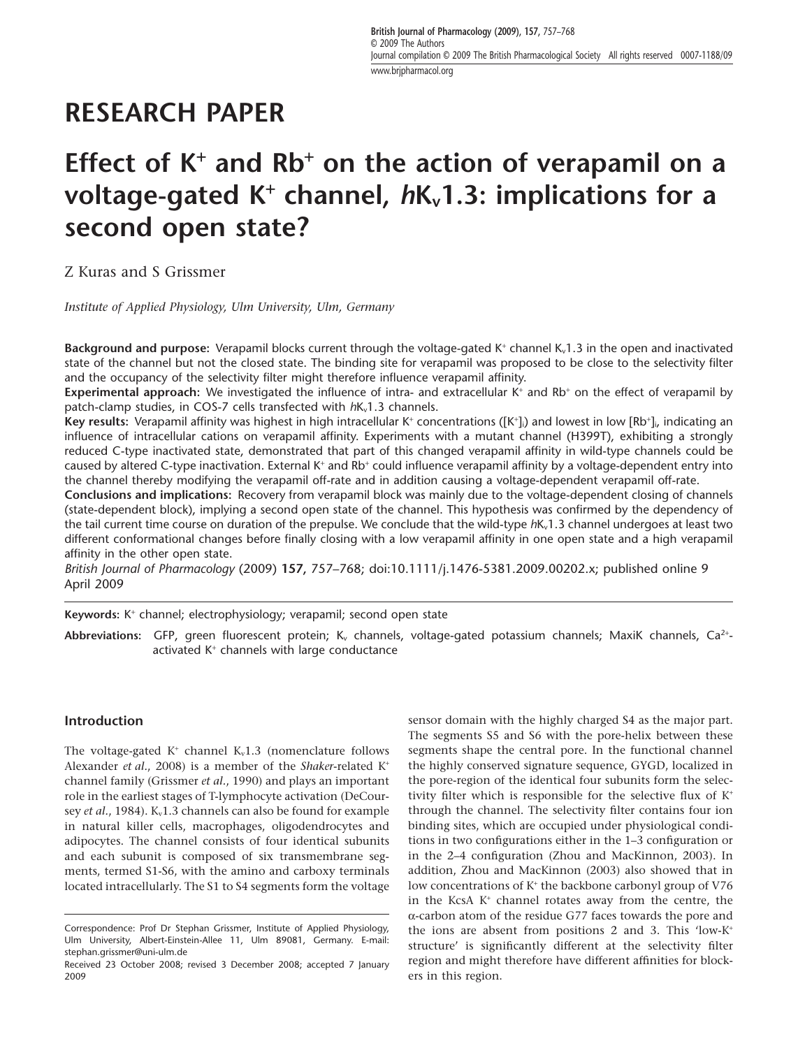RESEARCH PAPER

# Effect of $K^+$ and $Rb^+$ on the action of verapamil on a voltage-gated $K^+$ channel, *h*$K_v$1.3: implications for a second open state?

Z Kuras and S Grissmer

*Institute of Applied Physiology, Ulm University, Ulm, Germany*

**Background and purpose:** Verapamil blocks current through the voltage-gated $K^+$ channel $K_v$1.3 in the open and inactivated state of the channel but not the closed state. The binding site for verapamil was proposed to be close to the selectivity filter and the occupancy of the selectivity filter might therefore influence verapamil affinity.

**Experimental approach:** We investigated the influence of intra- and extracellular $K^+$ and $Rb^+$ on the effect of verapamil by patch-clamp studies, in COS-7 cells transfected with *h*$K_v$1.3 channels.

**Key results:** Verapamil affinity was highest in high intracellular $K^+$ concentrations ($[K^+]_i$) and lowest in low $[Rb^+]_i$, indicating an influence of intracellular cations on verapamil affinity. Experiments with a mutant channel (H399T), exhibiting a strongly reduced C-type inactivated state, demonstrated that part of this changed verapamil affinity in wild-type channels could be caused by altered C-type inactivation. External $K^+$ and $Rb^+$ could influence verapamil affinity by a voltage-dependent entry into the channel thereby modifying the verapamil off-rate and in addition causing a voltage-dependent verapamil off-rate.

**Conclusions and implications:** Recovery from verapamil block was mainly due to the voltage-dependent closing of channels (state-dependent block), implying a second open state of the channel. This hypothesis was confirmed by the dependency of the tail current time course on duration of the prepulse. We conclude that the wild-type *h*$K_v$1.3 channel undergoes at least two different conformational changes before finally closing with a low verapamil affinity in one open state and a high verapamil affinity in the other open state.

*British Journal of Pharmacology* (2009) **157**, 757–768; doi:10.1111/j.1476-5381.2009.00202.x; published online 9 April 2009

**Keywords:** $K^+$ channel; electrophysiology; verapamil; second open state

**Abbreviations:** GFP, green fluorescent protein; $K_v$ channels, voltage-gated potassium channels; MaxiK channels, $Ca^{2+}$-activated $K^+$ channels with large conductance

## Introduction

The voltage-gated $K^+$ channel $K_v$1.3 (nomenclature follows Alexander *et al*., 2008) is a member of the *Shaker*-related $K^+$ channel family (Grissmer *et al*., 1990) and plays an important role in the earliest stages of T-lymphocyte activation (DeCoursey *et al*., 1984). $K_v$1.3 channels can also be found for example in natural killer cells, macrophages, oligodendrocytes and adipocytes. The channel consists of four identical subunits and each subunit is composed of six transmembrane segments, termed S1-S6, with the amino and carboxy terminals located intracellularly. The S1 to S4 segments form the voltage sensor domain with the highly charged S4 as the major part. The segments S5 and S6 with the pore-helix between these segments shape the central pore. In the functional channel the highly conserved signature sequence, GYGD, localized in the pore-region of the identical four subunits form the selectivity filter which is responsible for the selective flux of $K^+$ through the channel. The selectivity filter contains four ion binding sites, which are occupied under physiological conditions in two configurations either in the 1–3 configuration or in the 2–4 configuration (Zhou and MacKinnon, 2003). In addition, Zhou and MacKinnon (2003) also showed that in low concentrations of $K^+$ the backbone carbonyl group of V76 in the KcsA $K^+$ channel rotates away from the centre, the α-carbon atom of the residue G77 faces towards the pore and the ions are absent from positions 2 and 3. This 'low-$K^+$ structure' is significantly different at the selectivity filter region and might therefore have different affinities for blockers in this region.

Correspondence: Prof Dr Stephan Grissmer, Institute of Applied Physiology, Ulm University, Albert-Einstein-Allee 11, Ulm 89081, Germany. E-mail: stephan.grissmer@uni-ulm.de

Received 23 October 2008; revised 3 December 2008; accepted 7 January 2009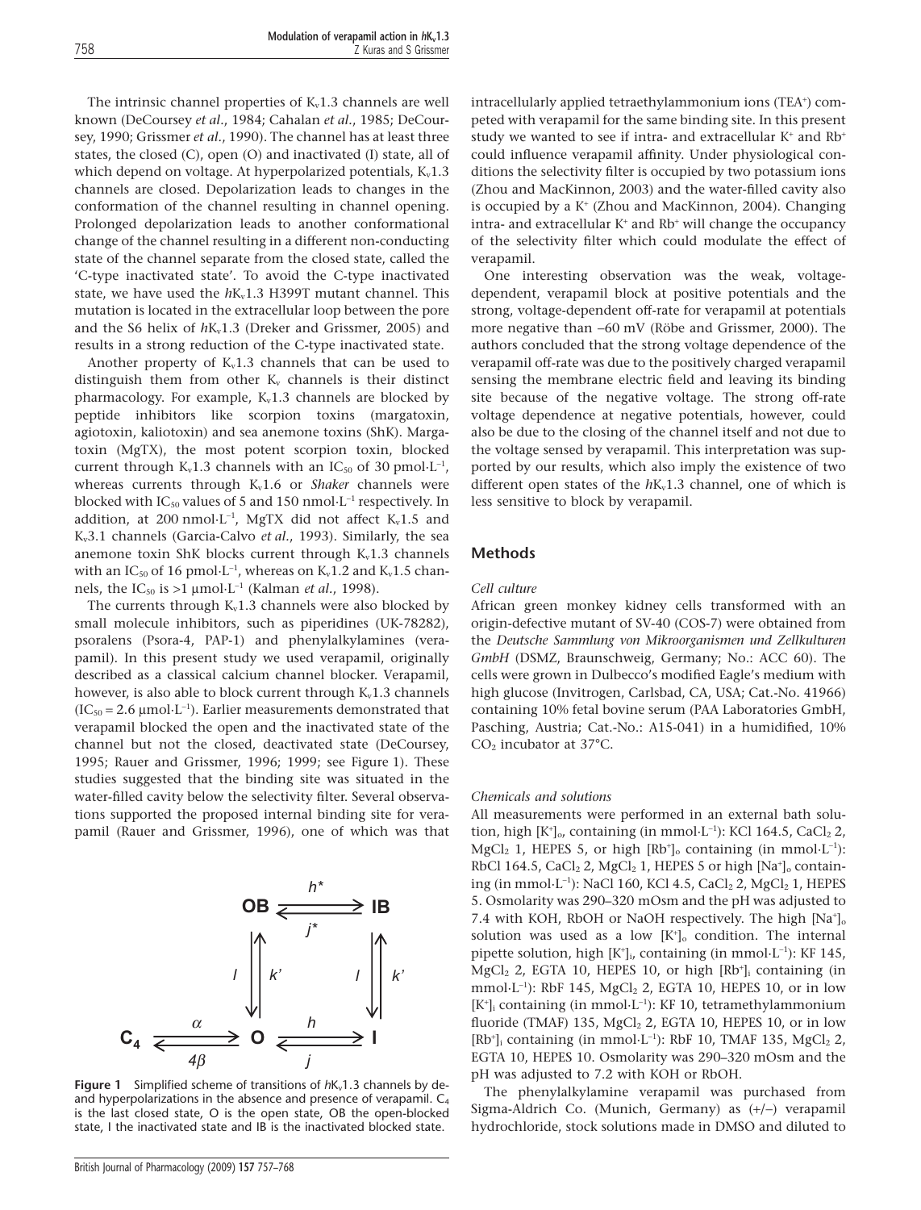The intrinsic channel properties of $K_v1.3$ channels are well known (DeCoursey *et al*., 1984; Cahalan *et al*., 1985; DeCoursey, 1990; Grissmer *et al*., 1990). The channel has at least three states, the closed (C), open (O) and inactivated (I) state, all of which depend on voltage. At hyperpolarized potentials, $K_v1.3$ channels are closed. Depolarization leads to changes in the conformation of the channel resulting in channel opening. Prolonged depolarization leads to another conformational change of the channel resulting in a different non-conducting state of the channel separate from the closed state, called the 'C-type inactivated state'. To avoid the C-type inactivated state, we have used the $hK_v1.3$ H399T mutant channel. This mutation is located in the extracellular loop between the pore and the S6 helix of $hK_v1.3$ (Dreker and Grissmer, 2005) and results in a strong reduction of the C-type inactivated state.

Another property of $K_v1.3$ channels that can be used to distinguish them from other $K_v$ channels is their distinct pharmacology. For example, $K_v1.3$ channels are blocked by peptide inhibitors like scorpion toxins (margatoxin, agiotoxin, kaliotoxin) and sea anemone toxins (ShK). Margatoxin (MgTX), the most potent scorpion toxin, blocked current through $K_v1.3$ channels with an $IC_{50}$ of 30 $pmol \cdot L^{-1}$, whereas currents through $K_v1.6$ or *Shaker* channels were blocked with $IC_{50}$ values of 5 and 150 $nmol \cdot L^{-1}$ respectively. In addition, at 200 $nmol \cdot L^{-1}$, MgTX did not affect $K_v1.5$ and $K_v3.1$ channels (Garcia-Calvo *et al*., 1993). Similarly, the sea anemone toxin ShK blocks current through $K_v1.3$ channels with an $IC_{50}$ of 16 $pmol \cdot L^{-1}$, whereas on $K_v1.2$ and $K_v1.5$ channels, the $IC_{50}$ is >1 $\mu mol \cdot L^{-1}$ (Kalman *et al*., 1998).

The currents through $K_v1.3$ channels were also blocked by small molecule inhibitors, such as piperidines (UK-78282), psoralens (Psora-4, PAP-1) and phenylalkylamines (verapamil). In this present study we used verapamil, originally described as a classical calcium channel blocker. Verapamil, however, is also able to block current through $K_v1.3$ channels ($IC_{50}$ = 2.6 $\mu mol \cdot L^{-1}$). Earlier measurements demonstrated that verapamil blocked the open and the inactivated state of the channel but not the closed, deactivated state (DeCoursey, 1995; Rauer and Grissmer, 1996; 1999; see Figure 1). These studies suggested that the binding site was situated in the water-filled cavity below the selectivity filter. Several observations supported the proposed internal binding site for verapamil (Rauer and Grissmer, 1996), one of which was that

$$
\begin{array}{ccccc}
 & & \mathbf{OB} & \underset{j^*}{\overset{h^*}{\rightleftarrows}} & \mathbf{IB} \\
 & & l \downarrow\uparrow k' & & l \downarrow\uparrow k' \\
\mathbf{C_4} & \underset{4\beta}{\overset{\alpha}{\rightleftarrows}} & \mathbf{O} & \underset{j}{\overset{h}{\rightleftarrows}} & \mathbf{I}
\end{array}
$$

**Figure 1** Simplified scheme of transitions of $hK_v1.3$ channels by de- and hyperpolarizations in the absence and presence of verapamil. $C_4$ is the last closed state, O is the open state, OB the open-blocked state, I the inactivated state and IB is the inactivated blocked state.

intracellularly applied tetraethylammonium ions ($TEA^+$) competed with verapamil for the same binding site. In this present study we wanted to see if intra- and extracellular $K^+$ and $Rb^+$ could influence verapamil affinity. Under physiological conditions the selectivity filter is occupied by two potassium ions (Zhou and MacKinnon, 2003) and the water-filled cavity also is occupied by a $K^+$ (Zhou and MacKinnon, 2004). Changing intra- and extracellular $K^+$ and $Rb^+$ will change the occupancy of the selectivity filter which could modulate the effect of verapamil.

One interesting observation was the weak, voltage-dependent, verapamil block at positive potentials and the strong, voltage-dependent off-rate for verapamil at potentials more negative than −60 mV (Röbe and Grissmer, 2000). The authors concluded that the strong voltage dependence of the verapamil off-rate was due to the positively charged verapamil sensing the membrane electric field and leaving its binding site because of the negative voltage. The strong off-rate voltage dependence at negative potentials, however, could also be due to the closing of the channel itself and not due to the voltage sensed by verapamil. This interpretation was supported by our results, which also imply the existence of two different open states of the $hK_v1.3$ channel, one of which is less sensitive to block by verapamil.

## Methods

### *Cell culture*

African green monkey kidney cells transformed with an origin-defective mutant of SV-40 (COS-7) were obtained from the *Deutsche Sammlung von Mikroorganismen und Zellkulturen GmbH* (DSMZ, Braunschweig, Germany; No.: ACC 60). The cells were grown in Dulbecco's modified Eagle's medium with high glucose (Invitrogen, Carlsbad, CA, USA; Cat.-No. 41966) containing 10% fetal bovine serum (PAA Laboratories GmbH, Pasching, Austria; Cat.-No.: A15-041) in a humidified, 10% $CO_2$ incubator at 37°C.

### *Chemicals and solutions*

All measurements were performed in an external bath solution, high $[K^+]_o$, containing (in $mmol \cdot L^{-1}$): KCl 164.5, $CaCl_2$ 2, $MgCl_2$ 1, HEPES 5, or high $[Rb^+]_o$ containing (in $mmol \cdot L^{-1}$): RbCl 164.5, $CaCl_2$ 2, $MgCl_2$ 1, HEPES 5 or high $[Na^+]_o$ containing (in $mmol \cdot L^{-1}$): NaCl 160, KCl 4.5, $CaCl_2$ 2, $MgCl_2$ 1, HEPES 5. Osmolarity was 290–320 mOsm and the pH was adjusted to 7.4 with KOH, RbOH or NaOH respectively. The high $[Na^+]_o$ solution was used as a low $[K^+]_o$ condition. The internal pipette solution, high $[K^+]_i$, containing (in $mmol \cdot L^{-1}$): KF 145, $MgCl_2$ 2, EGTA 10, HEPES 10, or high $[Rb^+]_i$ containing (in $mmol \cdot L^{-1}$): RbF 145, $MgCl_2$ 2, EGTA 10, HEPES 10, or in low $[K^+]_i$ containing (in $mmol \cdot L^{-1}$): KF 10, tetramethylammonium fluoride (TMAF) 135, $MgCl_2$ 2, EGTA 10, HEPES 10, or in low $[Rb^+]_i$ containing (in $mmol \cdot L^{-1}$): RbF 10, TMAF 135, $MgCl_2$ 2, EGTA 10, HEPES 10. Osmolarity was 290–320 mOsm and the pH was adjusted to 7.2 with KOH or RbOH.

The phenylalkylamine verapamil was purchased from Sigma-Aldrich Co. (Munich, Germany) as (+/−) verapamil hydrochloride, stock solutions made in DMSO and diluted to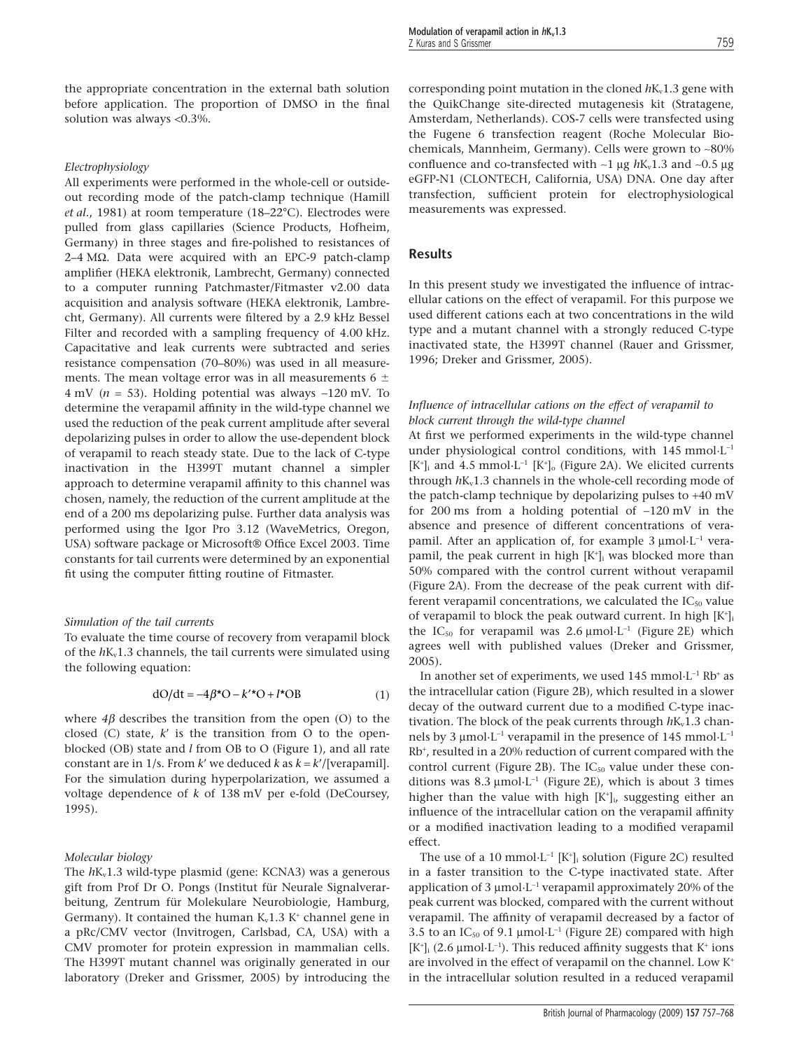the appropriate concentration in the external bath solution before application. The proportion of DMSO in the final solution was always <0.3%.

### *Electrophysiology*

All experiments were performed in the whole-cell or outside-out recording mode of the patch-clamp technique (Hamill *et al.*, 1981) at room temperature (18–22°C). Electrodes were pulled from glass capillaries (Science Products, Hofheim, Germany) in three stages and fire-polished to resistances of 2–4 MΩ. Data were acquired with an EPC-9 patch-clamp amplifier (HEKA elektronik, Lambrecht, Germany) connected to a computer running Patchmaster/Fitmaster v2.00 data acquisition and analysis software (HEKA elektronik, Lambrecht, Germany). All currents were filtered by a 2.9 kHz Bessel Filter and recorded with a sampling frequency of 4.00 kHz. Capacitative and leak currents were subtracted and series resistance compensation (70–80%) was used in all measurements. The mean voltage error was in all measurements 6 ± 4 mV ($n$ = 53). Holding potential was always −120 mV. To determine the verapamil affinity in the wild-type channel we used the reduction of the peak current amplitude after several depolarizing pulses in order to allow the use-dependent block of verapamil to reach steady state. Due to the lack of C-type inactivation in the H399T mutant channel a simpler approach to determine verapamil affinity to this channel was chosen, namely, the reduction of the current amplitude at the end of a 200 ms depolarizing pulse. Further data analysis was performed using the Igor Pro 3.12 (WaveMetrics, Oregon, USA) software package or Microsoft® Office Excel 2003. Time constants for tail currents were determined by an exponential fit using the computer fitting routine of Fitmaster.

### *Simulation of the tail currents*

To evaluate the time course of recovery from verapamil block of the $hK_v1.3$ channels, the tail currents were simulated using the following equation:

$$dO/dt = -4\beta^{*}O - k'^{*}O + l^{*}OB \qquad (1)$$

where $4\beta$ describes the transition from the open (O) to the closed (C) state, $k'$ is the transition from O to the open-blocked (OB) state and $l$ from OB to O (Figure 1), and all rate constant are in 1/s. From $k'$ we deduced $k$ as $k = k'/[\text{verapamil}]$. For the simulation during hyperpolarization, we assumed a voltage dependence of $k$ of 138 mV per e-fold (DeCoursey, 1995).

### *Molecular biology*

The $hK_v1.3$ wild-type plasmid (gene: KCNA3) was a generous gift from Prof Dr O. Pongs (Institut für Neurale Signalverarbeitung, Zentrum für Molekulare Neurobiologie, Hamburg, Germany). It contained the human $K_v1.3$ $K^+$ channel gene in a pRc/CMV vector (Invitrogen, Carlsbad, CA, USA) with a CMV promoter for protein expression in mammalian cells. The H399T mutant channel was originally generated in our laboratory (Dreker and Grissmer, 2005) by introducing the corresponding point mutation in the cloned $hK_v1.3$ gene with the QuikChange site-directed mutagenesis kit (Stratagene, Amsterdam, Netherlands). COS-7 cells were transfected using the Fugene 6 transfection reagent (Roche Molecular Biochemicals, Mannheim, Germany). Cells were grown to ~80% confluence and co-transfected with ~1 µg $hK_v1.3$ and ~0.5 µg eGFP-N1 (CLONTECH, California, USA) DNA. One day after transfection, sufficient protein for electrophysiological measurements was expressed.

## Results

In this present study we investigated the influence of intracellular cations on the effect of verapamil. For this purpose we used different cations each at two concentrations in the wild type and a mutant channel with a strongly reduced C-type inactivated state, the H399T channel (Rauer and Grissmer, 1996; Dreker and Grissmer, 2005).

### *Influence of intracellular cations on the effect of verapamil to block current through the wild-type channel*

At first we performed experiments in the wild-type channel under physiological control conditions, with 145 mmol·L$^{-1}$ $[K^+]_i$ and 4.5 mmol·L$^{-1}$ $[K^+]_o$ (Figure 2A). We elicited currents through $hK_v1.3$ channels in the whole-cell recording mode of the patch-clamp technique by depolarizing pulses to +40 mV for 200 ms from a holding potential of −120 mV in the absence and presence of different concentrations of verapamil. After an application of, for example 3 µmol·L$^{-1}$ verapamil, the peak current in high $[K^+]_i$ was blocked more than 50% compared with the control current without verapamil (Figure 2A). From the decrease of the peak current with different verapamil concentrations, we calculated the $IC_{50}$ value of verapamil to block the peak outward current. In high $[K^+]_i$ the $IC_{50}$ for verapamil was 2.6 µmol·L$^{-1}$ (Figure 2E) which agrees well with published values (Dreker and Grissmer, 2005).

In another set of experiments, we used 145 mmol·L$^{-1}$ $Rb^+$ as the intracellular cation (Figure 2B), which resulted in a slower decay of the outward current due to a modified C-type inactivation. The block of the peak currents through $hK_v1.3$ channels by 3 µmol·L$^{-1}$ verapamil in the presence of 145 mmol·L$^{-1}$ $Rb^+$, resulted in a 20% reduction of current compared with the control current (Figure 2B). The $IC_{50}$ value under these conditions was 8.3 µmol·L$^{-1}$ (Figure 2E), which is about 3 times higher than the value with high $[K^+]_i$, suggesting either an influence of the intracellular cation on the verapamil affinity or a modified inactivation leading to a modified verapamil effect.

The use of a 10 mmol·L$^{-1}$ $[K^+]_i$ solution (Figure 2C) resulted in a faster transition to the C-type inactivated state. After application of 3 µmol·L$^{-1}$ verapamil approximately 20% of the peak current was blocked, compared with the current without verapamil. The affinity of verapamil decreased by a factor of 3.5 to an $IC_{50}$ of 9.1 µmol·L$^{-1}$ (Figure 2E) compared with high $[K^+]_i$ (2.6 µmol·L$^{-1}$). This reduced affinity suggests that $K^+$ ions are involved in the effect of verapamil on the channel. Low $K^+$ in the intracellular solution resulted in a reduced verapamil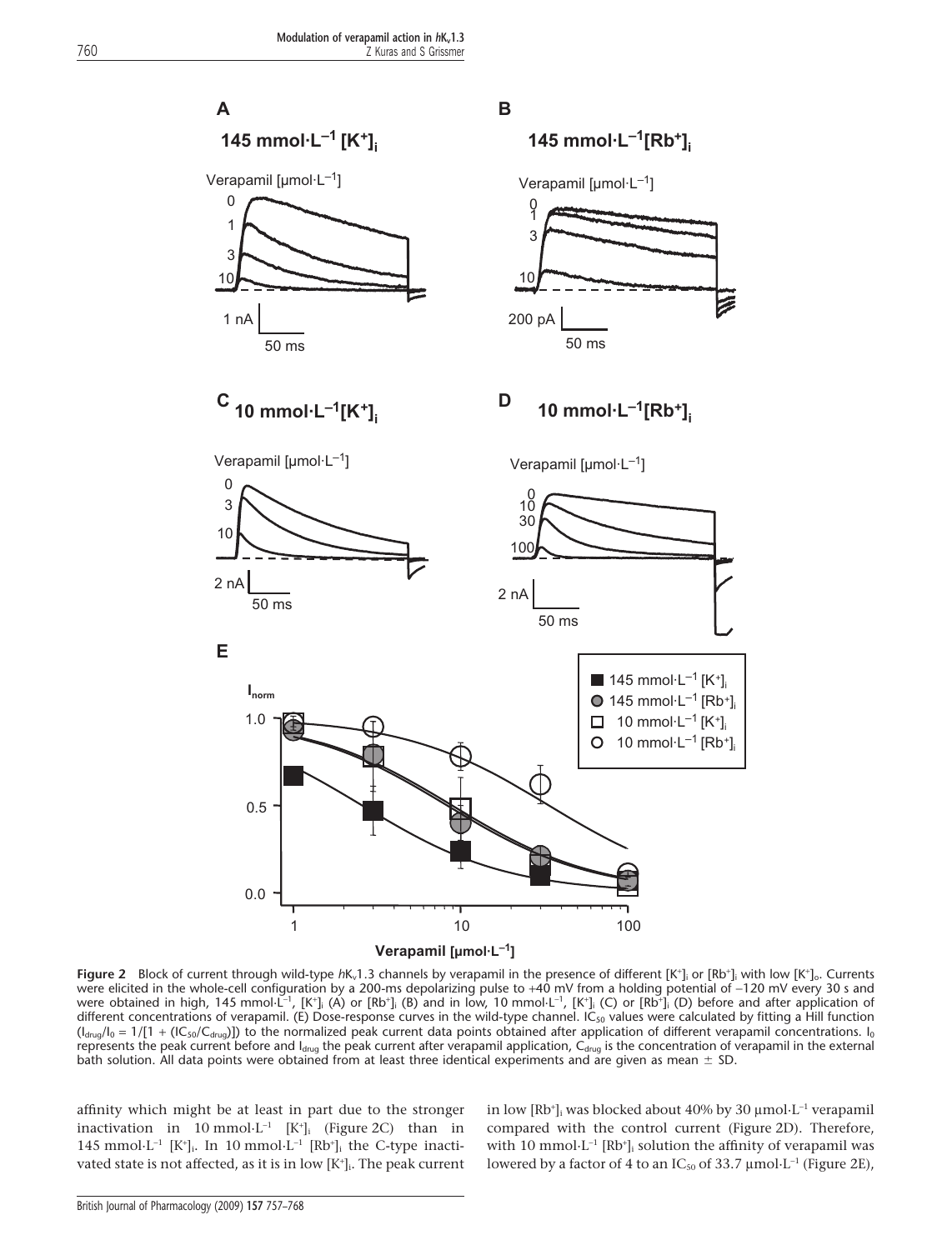**Figure 2** Block of current through wild-type $hK_v1.3$ channels by verapamil in the presence of different $[K^+]_i$ or $[Rb^+]_i$ with low $[K^+]_o$. Currents were elicited in the whole-cell configuration by a 200-ms depolarizing pulse to +40 mV from a holding potential of –120 mV every 30 s and were obtained in high, 145 mmol·L$^{-1}$, $[K^+]_i$ (A) or $[Rb^+]_i$ (B) and in low, 10 mmol·L$^{-1}$, $[K^+]_i$ (C) or $[Rb^+]_i$ (D) before and after application of different concentrations of verapamil. (E) Dose-response curves in the wild-type channel. $IC_{50}$ values were calculated by fitting a Hill function ($I_{drug}/I_0 = 1/[1 + (IC_{50}/C_{drug})]$) to the normalized peak current data points obtained after application of different verapamil concentrations. $I_0$ represents the peak current before and $I_{drug}$ the peak current after verapamil application, $C_{drug}$ is the concentration of verapamil in the external bath solution. All data points were obtained from at least three identical experiments and are given as mean ± SD.

affinity which might be at least in part due to the stronger inactivation in 10 mmol·L$^{-1}$ $[K^+]_i$ (Figure 2C) than in 145 mmol·L$^{-1}$ $[K^+]_i$. In 10 mmol·L$^{-1}$ $[Rb^+]_i$ the C-type inactivated state is not affected, as it is in low $[K^+]_i$. The peak current in low $[Rb^+]_i$ was blocked about 40% by 30 μmol·L$^{-1}$ verapamil compared with the control current (Figure 2D). Therefore, with 10 mmol·L$^{-1}$ $[Rb^+]_i$ solution the affinity of verapamil was lowered by a factor of 4 to an $IC_{50}$ of 33.7 μmol·L$^{-1}$ (Figure 2E),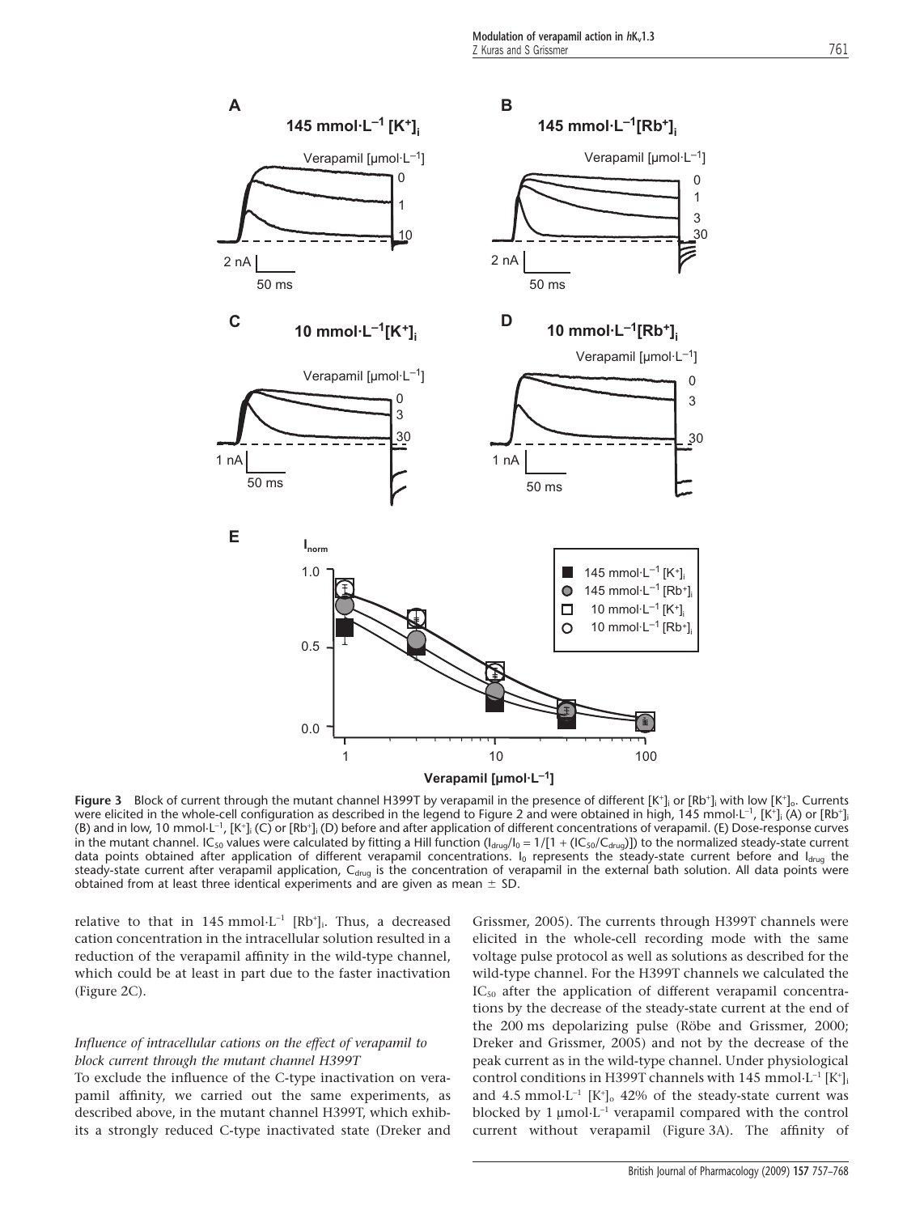**Figure 3** Block of current through the mutant channel H399T by verapamil in the presence of different $[K^+]_i$ or $[Rb^+]_i$ with low $[K^+]_o$. Currents were elicited in the whole-cell configuration as described in the legend to Figure 2 and were obtained in high, 145 mmol·L$^{-1}$, $[K^+]_i$ (A) or $[Rb^+]_i$ (B) and in low, 10 mmol·L$^{-1}$, $[K^+]_i$ (C) or $[Rb^+]_i$ (D) before and after application of different concentrations of verapamil. (E) Dose-response curves in the mutant channel. $IC_{50}$ values were calculated by fitting a Hill function ($I_{drug}/I_0 = 1/[1 + (IC_{50}/C_{drug})]$) to the normalized steady-state current data points obtained after application of different verapamil concentrations. $I_0$ represents the steady-state current before and $I_{drug}$ the steady-state current after verapamil application, $C_{drug}$ is the concentration of verapamil in the external bath solution. All data points were obtained from at least three identical experiments and are given as mean ± SD.

relative to that in 145 mmol·L$^{-1}$ $[Rb^+]_i$. Thus, a decreased cation concentration in the intracellular solution resulted in a reduction of the verapamil affinity in the wild-type channel, which could be at least in part due to the faster inactivation (Figure 2C).

### *Influence of intracellular cations on the effect of verapamil to block current through the mutant channel H399T*

To exclude the influence of the C-type inactivation on verapamil affinity, we carried out the same experiments, as described above, in the mutant channel H399T, which exhibits a strongly reduced C-type inactivated state (Dreker and Grissmer, 2005). The currents through H399T channels were elicited in the whole-cell recording mode with the same voltage pulse protocol as well as solutions as described for the wild-type channel. For the H399T channels we calculated the $IC_{50}$ after the application of different verapamil concentrations by the decrease of the steady-state current at the end of the 200 ms depolarizing pulse (Röbe and Grissmer, 2000; Dreker and Grissmer, 2005) and not by the decrease of the peak current as in the wild-type channel. Under physiological control conditions in H399T channels with 145 mmol·L$^{-1}$ $[K^+]_i$ and 4.5 mmol·L$^{-1}$ $[K^+]_o$ 42% of the steady-state current was blocked by 1 µmol·L$^{-1}$ verapamil compared with the control current without verapamil (Figure 3A). The affinity of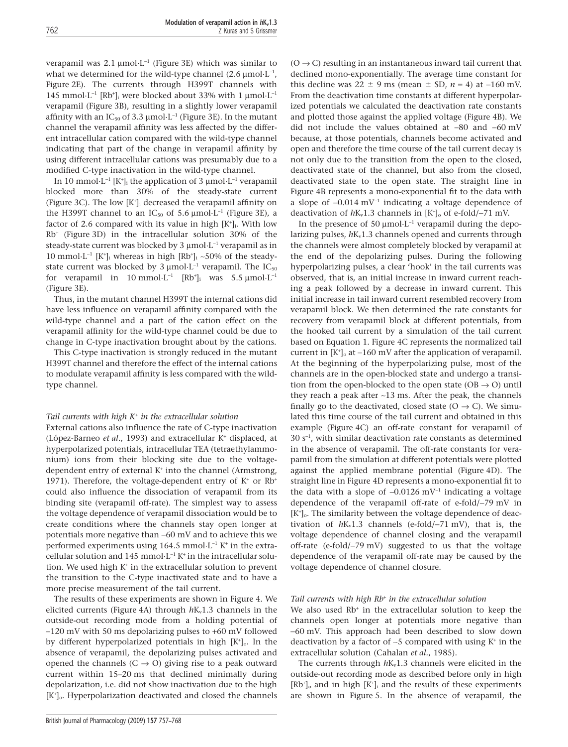verapamil was 2.1 $\mu mol \cdot L^{-1}$ (Figure 3E) which was similar to what we determined for the wild-type channel (2.6 $\mu mol \cdot L^{-1}$, Figure 2E). The currents through H399T channels with 145 $mmol \cdot L^{-1}$ $[Rb^+]_i$ were blocked about 33% with 1 $\mu mol \cdot L^{-1}$ verapamil (Figure 3B), resulting in a slightly lower verapamil affinity with an $IC_{50}$ of 3.3 $\mu mol \cdot L^{-1}$ (Figure 3E). In the mutant channel the verapamil affinity was less affected by the different intracellular cation compared with the wild-type channel indicating that part of the change in verapamil affinity by using different intracellular cations was presumably due to a modified C-type inactivation in the wild-type channel.

In 10 $mmol \cdot L^{-1}$ $[K^+]_i$ the application of 3 $\mu mol \cdot L^{-1}$ verapamil blocked more than 30% of the steady-state current (Figure 3C). The low $[K^+]_i$ decreased the verapamil affinity on the H399T channel to an $IC_{50}$ of 5.6 $\mu mol \cdot L^{-1}$ (Figure 3E), a factor of 2.6 compared with its value in high $[K^+]_i$. With low $Rb^+$ (Figure 3D) in the intracellular solution 30% of the steady-state current was blocked by 3 $\mu mol \cdot L^{-1}$ verapamil as in 10 $mmol \cdot L^{-1}$ $[K^+]_i$ whereas in high $[Rb^+]_i$ ~50% of the steady-state current was blocked by 3 $\mu mol \cdot L^{-1}$ verapamil. The $IC_{50}$ for verapamil in 10 $mmol \cdot L^{-1}$ $[Rb^+]_i$ was 5.5 $\mu mol \cdot L^{-1}$ (Figure 3E).

Thus, in the mutant channel H399T the internal cations did have less influence on verapamil affinity compared with the wild-type channel and a part of the cation effect on the verapamil affinity for the wild-type channel could be due to change in C-type inactivation brought about by the cations.

This C-type inactivation is strongly reduced in the mutant H399T channel and therefore the effect of the internal cations to modulate verapamil affinity is less compared with the wild-type channel.

### *Tail currents with high $K^+$ in the extracellular solution*

External cations also influence the rate of C-type inactivation (López-Barneo *et al*., 1993) and extracellular $K^+$ displaced, at hyperpolarized potentials, intracellular TEA (tetraethylammonium) ions from their blocking site due to the voltage-dependent entry of external $K^+$ into the channel (Armstrong, 1971). Therefore, the voltage-dependent entry of $K^+$ or $Rb^+$ could also influence the dissociation of verapamil from its binding site (verapamil off-rate). The simplest way to assess the voltage dependence of verapamil dissociation would be to create conditions where the channels stay open longer at potentials more negative than –60 mV and to achieve this we performed experiments using 164.5 $mmol \cdot L^{-1}$ $K^+$ in the extracellular solution and 145 $mmol \cdot L^{-1}$ $K^+$ in the intracellular solution. We used high $K^+$ in the extracellular solution to prevent the transition to the C-type inactivated state and to have a more precise measurement of the tail current.

The results of these experiments are shown in Figure 4. We elicited currents (Figure 4A) through $hK_v1.3$ channels in the outside-out recording mode from a holding potential of –120 mV with 50 ms depolarizing pulses to +60 mV followed by different hyperpolarized potentials in high $[K^+]_o$. In the absence of verapamil, the depolarizing pulses activated and opened the channels (C → O) giving rise to a peak outward current within 15–20 ms that declined minimally during depolarization, i.e. did not show inactivation due to the high $[K^+]_o$. Hyperpolarization deactivated and closed the channels (O → C) resulting in an instantaneous inward tail current that declined mono-exponentially. The average time constant for this decline was 22 ± 9 ms (mean ± SD, $n = 4$) at –160 mV. From the deactivation time constants at different hyperpolarized potentials we calculated the deactivation rate constants and plotted those against the applied voltage (Figure 4B). We did not include the values obtained at –80 and –60 mV because, at those potentials, channels become activated and open and therefore the time course of the tail current decay is not only due to the transition from the open to the closed, deactivated state of the channel, but also from the closed, deactivated state to the open state. The straight line in Figure 4B represents a mono-exponential fit to the data with a slope of –0.014 $mV^{-1}$ indicating a voltage dependence of deactivation of $hK_v1.3$ channels in $[K^+]_o$ of e-fold/–71 mV.

In the presence of 50 $\mu mol \cdot L^{-1}$ verapamil during the depolarizing pulses, $hK_v1.3$ channels opened and currents through the channels were almost completely blocked by verapamil at the end of the depolarizing pulses. During the following hyperpolarizing pulses, a clear 'hook' in the tail currents was observed, that is, an initial increase in inward current reaching a peak followed by a decrease in inward current. This initial increase in tail inward current resembled recovery from verapamil block. We then determined the rate constants for recovery from verapamil block at different potentials, from the hooked tail current by a simulation of the tail current based on Equation 1. Figure 4C represents the normalized tail current in $[K^+]_o$ at –160 mV after the application of verapamil. At the beginning of the hyperpolarizing pulse, most of the channels are in the open-blocked state and undergo a transition from the open-blocked to the open state (OB → O) until they reach a peak after ~13 ms. After the peak, the channels finally go to the deactivated, closed state (O → C). We simulated this time course of the tail current and obtained in this example (Figure 4C) an off-rate constant for verapamil of 30 $s^{-1}$, with similar deactivation rate constants as determined in the absence of verapamil. The off-rate constants for verapamil from the simulation at different potentials were plotted against the applied membrane potential (Figure 4D). The straight line in Figure 4D represents a mono-exponential fit to the data with a slope of –0.0126 $mV^{-1}$ indicating a voltage dependence of the verapamil off-rate of e-fold/–79 mV in $[K^+]_o$. The similarity between the voltage dependence of deactivation of $hK_v1.3$ channels (e-fold/–71 mV), that is, the voltage dependence of channel closing and the verapamil off-rate (e-fold/–79 mV) suggested to us that the voltage dependence of the verapamil off-rate may be caused by the voltage dependence of channel closure.

### *Tail currents with high $Rb^+$ in the extracellular solution*

We also used $Rb^+$ in the extracellular solution to keep the channels open longer at potentials more negative than –60 mV. This approach had been described to slow down deactivation by a factor of ~5 compared with using $K^+$ in the extracellular solution (Cahalan *et al*., 1985).

The currents through $hK_v1.3$ channels were elicited in the outside-out recording mode as described before only in high $[Rb^+]_o$ and in high $[K^+]_i$ and the results of these experiments are shown in Figure 5. In the absence of verapamil, the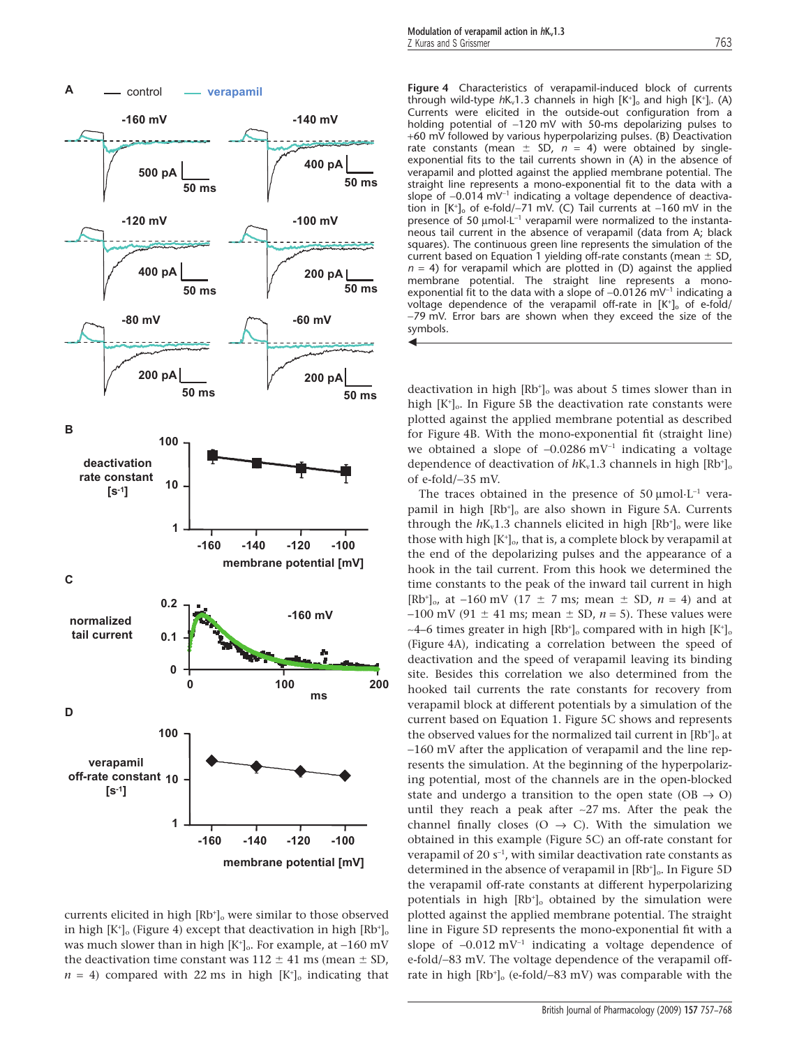**Figure 4** Characteristics of verapamil-induced block of currents through wild-type $hK_v1.3$ channels in high $[K^+]_o$ and high $[K^+]_i$. (A) Currents were elicited in the outside-out configuration from a holding potential of −120 mV with 50-ms depolarizing pulses to +60 mV followed by various hyperpolarizing pulses. (B) Deactivation rate constants (mean ± SD, $n = 4$) were obtained by single-exponential fits to the tail currents shown in (A) in the absence of verapamil and plotted against the applied membrane potential. The straight line represents a mono-exponential fit to the data with a slope of $-0.014\ mV^{-1}$ indicating a voltage dependence of deactivation in $[K^+]_o$ of e-fold/−71 mV. (C) Tail currents at −160 mV in the presence of 50 $\mu mol \cdot L^{-1}$ verapamil were normalized to the instantaneous tail current in the absence of verapamil (data from A; black squares). The continuous green line represents the simulation of the current based on Equation 1 yielding off-rate constants (mean ± SD, $n = 4$) for verapamil which are plotted in (D) against the applied membrane potential. The straight line represents a mono-exponential fit to the data with a slope of $-0.0126\ mV^{-1}$ indicating a voltage dependence of the verapamil off-rate in $[K^+]_o$ of e-fold/−79 mV. Error bars are shown when they exceed the size of the symbols.

currents elicited in high $[Rb^+]_o$ were similar to those observed in high $[K^+]_o$ (Figure 4) except that deactivation in high $[Rb^+]_o$ was much slower than in high $[K^+]_o$. For example, at −160 mV the deactivation time constant was 112 ± 41 ms (mean ± SD, $n = 4$) compared with 22 ms in high $[K^+]_o$ indicating that deactivation in high $[Rb^+]_o$ was about 5 times slower than in high $[K^+]_o$. In Figure 5B the deactivation rate constants were plotted against the applied membrane potential as described for Figure 4B. With the mono-exponential fit (straight line) we obtained a slope of $-0.0286\ mV^{-1}$ indicating a voltage dependence of deactivation of $hK_v1.3$ channels in high $[Rb^+]_o$ of e-fold/−35 mV.

The traces obtained in the presence of 50 $\mu mol \cdot L^{-1}$ verapamil in high $[Rb^+]_o$ are also shown in Figure 5A. Currents through the $hK_v1.3$ channels elicited in high $[Rb^+]_o$ were like those with high $[K^+]_o$, that is, a complete block by verapamil at the end of the depolarizing pulses and the appearance of a hook in the tail current. From this hook we determined the time constants to the peak of the inward tail current in high $[Rb^+]_o$, at −160 mV (17 ± 7 ms; mean ± SD, $n = 4$) and at −100 mV (91 ± 41 ms; mean ± SD, $n = 5$). These values were ~4–6 times greater in high $[Rb^+]_o$ compared with in high $[K^+]_o$ (Figure 4A), indicating a correlation between the speed of deactivation and the speed of verapamil leaving its binding site. Besides this correlation we also determined from the hooked tail currents the rate constants for recovery from verapamil block at different potentials by a simulation of the current based on Equation 1. Figure 5C shows and represents the observed values for the normalized tail current in $[Rb^+]_o$ at −160 mV after the application of verapamil and the line represents the simulation. At the beginning of the hyperpolarizing potential, most of the channels are in the open-blocked state and undergo a transition to the open state (OB → O) until they reach a peak after ~27 ms. After the peak the channel finally closes (O → C). With the simulation we obtained in this example (Figure 5C) an off-rate constant for verapamil of 20 $s^{-1}$, with similar deactivation rate constants as determined in the absence of verapamil in $[Rb^+]_o$. In Figure 5D the verapamil off-rate constants at different hyperpolarizing potentials in high $[Rb^+]_o$ obtained by the simulation were plotted against the applied membrane potential. The straight line in Figure 5D represents the mono-exponential fit with a slope of $-0.012\ mV^{-1}$ indicating a voltage dependence of e-fold/−83 mV. The voltage dependence of the verapamil off-rate in high $[Rb^+]_o$ (e-fold/−83 mV) was comparable with the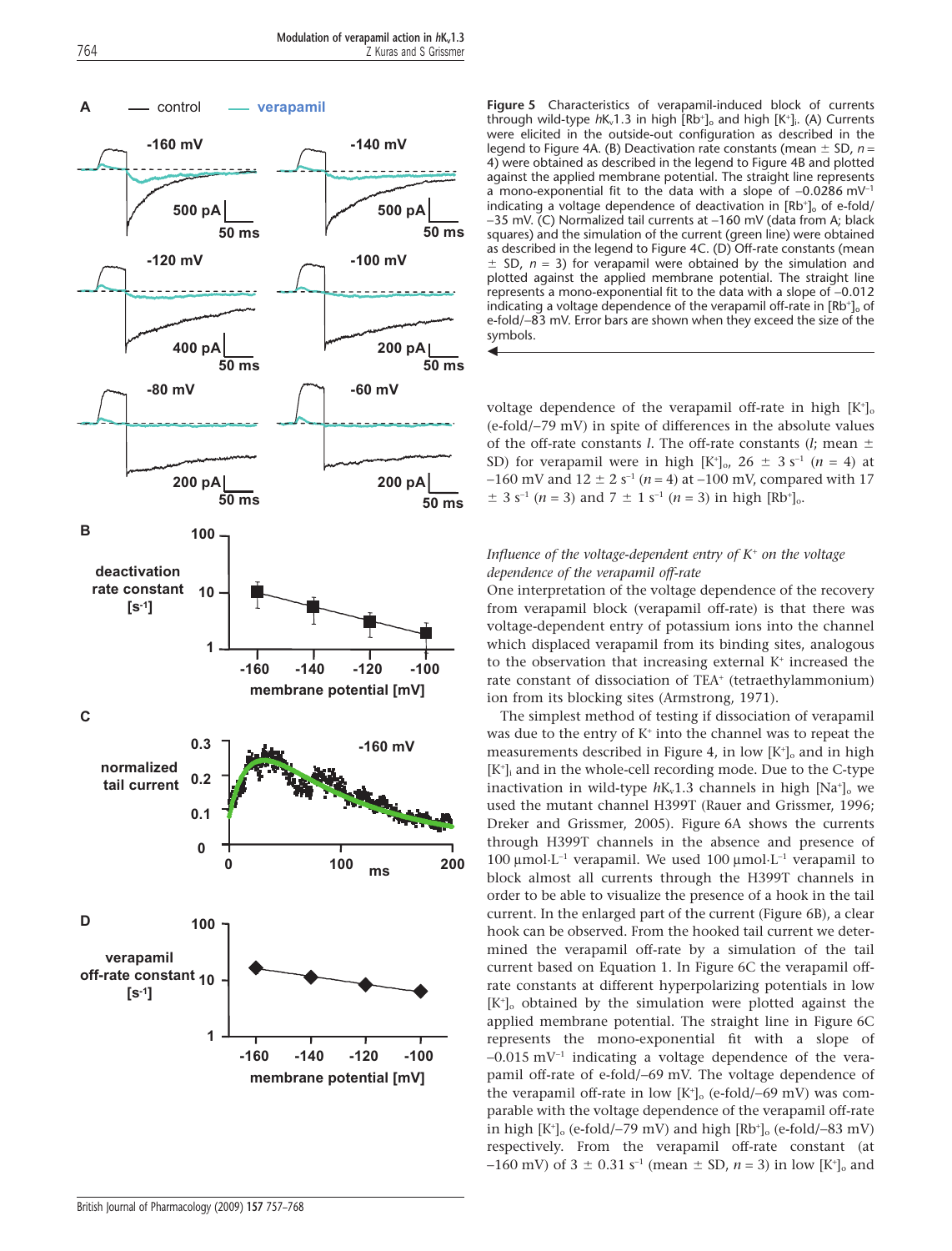**Figure 5** Characteristics of verapamil-induced block of currents through wild-type $hK_v1.3$ in high $[Rb^+]_o$ and high $[K^+]_i$. (A) Currents were elicited in the outside-out configuration as described in the legend to Figure 4A. (B) Deactivation rate constants (mean ± SD, $n = 4$) were obtained as described in the legend to Figure 4B and plotted against the applied membrane potential. The straight line represents a mono-exponential fit to the data with a slope of $-0.0286\ mV^{-1}$ indicating a voltage dependence of deactivation in $[Rb^+]_o$ of e-fold/−35 mV. (C) Normalized tail currents at −160 mV (data from A; black squares) and the simulation of the current (green line) were obtained as described in the legend to Figure 4C. (D) Off-rate constants (mean ± SD, $n = 3$) for verapamil were obtained by the simulation and plotted against the applied membrane potential. The straight line represents a mono-exponential fit to the data with a slope of −0.012 indicating a voltage dependence of the verapamil off-rate in $[Rb^+]_o$ of e-fold/−83 mV. Error bars are shown when they exceed the size of the symbols.

voltage dependence of the verapamil off-rate in high $[K^+]_o$ (e-fold/−79 mV) in spite of differences in the absolute values of the off-rate constants *l*. The off-rate constants (*l*; mean ± SD) for verapamil were in high $[K^+]_o$, 26 ± 3 $s^{-1}$ ($n = 4$) at −160 mV and 12 ± 2 $s^{-1}$ ($n = 4$) at −100 mV, compared with 17 ± 3 $s^{-1}$ ($n = 3$) and 7 ± 1 $s^{-1}$ ($n = 3$) in high $[Rb^+]_o$.

*Influence of the voltage-dependent entry of $K^+$ on the voltage dependence of the verapamil off-rate*

One interpretation of the voltage dependence of the recovery from verapamil block (verapamil off-rate) is that there was voltage-dependent entry of potassium ions into the channel which displaced verapamil from its binding sites, analogous to the observation that increasing external $K^+$ increased the rate constant of dissociation of $TEA^+$ (tetraethylammonium) ion from its blocking sites (Armstrong, 1971).

The simplest method of testing if dissociation of verapamil was due to the entry of $K^+$ into the channel was to repeat the measurements described in Figure 4, in low $[K^+]_o$ and in high $[K^+]_i$ and in the whole-cell recording mode. Due to the C-type inactivation in wild-type $hK_v1.3$ channels in high $[Na^+]_o$ we used the mutant channel H399T (Rauer and Grissmer, 1996; Dreker and Grissmer, 2005). Figure 6A shows the currents through H399T channels in the absence and presence of 100 $\mu mol{\cdot}L^{-1}$ verapamil. We used 100 $\mu mol{\cdot}L^{-1}$ verapamil to block almost all currents through the H399T channels in order to be able to visualize the presence of a hook in the tail current. In the enlarged part of the current (Figure 6B), a clear hook can be observed. From the hooked tail current we determined the verapamil off-rate by a simulation of the tail current based on Equation 1. In Figure 6C the verapamil off-rate constants at different hyperpolarizing potentials in low $[K^+]_o$ obtained by the simulation were plotted against the applied membrane potential. The straight line in Figure 6C represents the mono-exponential fit with a slope of $-0.015\ mV^{-1}$ indicating a voltage dependence of the verapamil off-rate of e-fold/−69 mV. The voltage dependence of the verapamil off-rate in low $[K^+]_o$ (e-fold/−69 mV) was comparable with the voltage dependence of the verapamil off-rate in high $[K^+]_o$ (e-fold/−79 mV) and high $[Rb^+]_o$ (e-fold/−83 mV) respectively. From the verapamil off-rate constant (at −160 mV) of 3 ± 0.31 $s^{-1}$ (mean ± SD, $n = 3$) in low $[K^+]_o$ and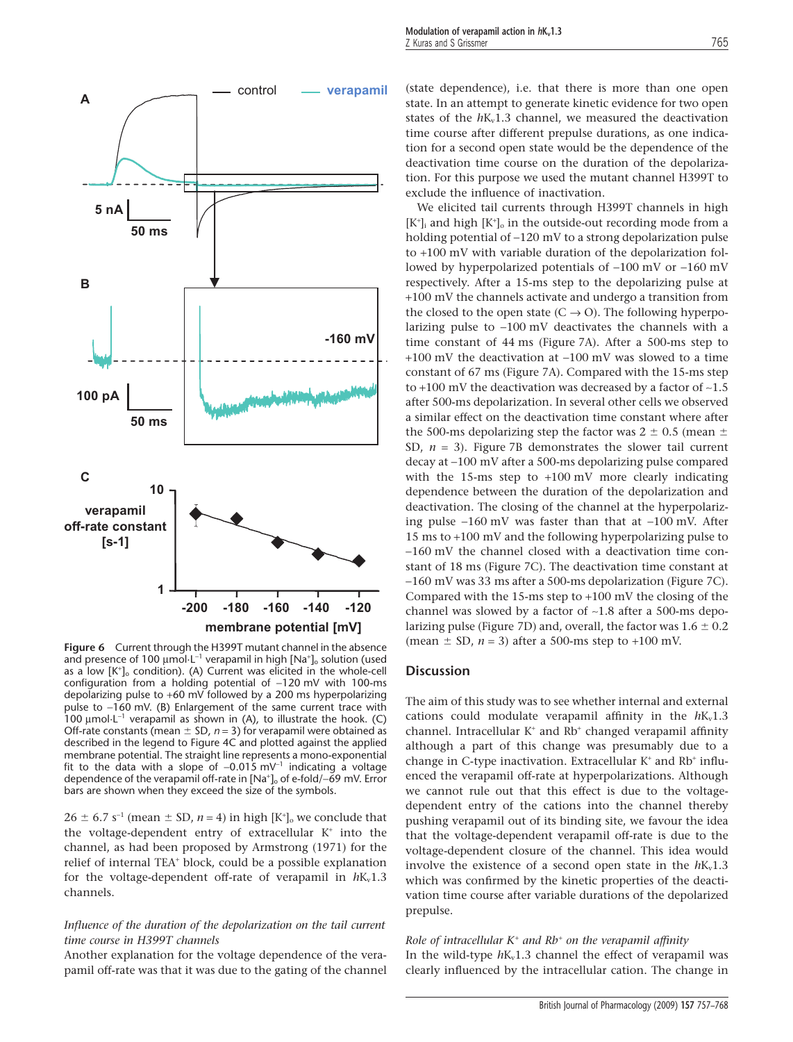**Figure 6** Current through the H399T mutant channel in the absence and presence of 100 μmol·L$^{-1}$ verapamil in high $[Na^+]_o$ solution (used as a low $[K^+]_o$ condition). (A) Current was elicited in the whole-cell configuration from a holding potential of –120 mV with 100-ms depolarizing pulse to +60 mV followed by a 200 ms hyperpolarizing pulse to –160 mV. (B) Enlargement of the same current trace with 100 μmol·L$^{-1}$ verapamil as shown in (A), to illustrate the hook. (C) Off-rate constants (mean ± SD, $n = 3$) for verapamil were obtained as described in the legend to Figure 4C and plotted against the applied membrane potential. The straight line represents a mono-exponential fit to the data with a slope of –0.015 mV$^{-1}$ indicating a voltage dependence of the verapamil off-rate in $[Na^+]_o$ of e-fold/–69 mV. Error bars are shown when they exceed the size of the symbols.

26 ± 6.7 s$^{-1}$ (mean ± SD, $n = 4$) in high $[K^+]_o$ we conclude that the voltage-dependent entry of extracellular $K^+$ into the channel, as had been proposed by Armstrong (1971) for the relief of internal $TEA^+$ block, could be a possible explanation for the voltage-dependent off-rate of verapamil in *h*K$_v$1.3 channels.

*Influence of the duration of the depolarization on the tail current time course in H399T channels*

Another explanation for the voltage dependence of the verapamil off-rate was that it was due to the gating of the channel (state dependence), i.e. that there is more than one open state. In an attempt to generate kinetic evidence for two open states of the *h*K$_v$1.3 channel, we measured the deactivation time course after different prepulse durations, as one indication for a second open state would be the dependence of the deactivation time course on the duration of the depolarization. For this purpose we used the mutant channel H399T to exclude the influence of inactivation.

We elicited tail currents through H399T channels in high $[K^+]_i$ and high $[K^+]_o$ in the outside-out recording mode from a holding potential of –120 mV to a strong depolarization pulse to +100 mV with variable duration of the depolarization followed by hyperpolarized potentials of –100 mV or –160 mV respectively. After a 15-ms step to the depolarizing pulse at +100 mV the channels activate and undergo a transition from the closed to the open state (C → O). The following hyperpolarizing pulse to –100 mV deactivates the channels with a time constant of 44 ms (Figure 7A). After a 500-ms step to +100 mV the deactivation at –100 mV was slowed to a time constant of 67 ms (Figure 7A). Compared with the 15-ms step to +100 mV the deactivation was decreased by a factor of ~1.5 after 500-ms depolarization. In several other cells we observed a similar effect on the deactivation time constant where after the 500-ms depolarizing step the factor was 2 ± 0.5 (mean ± SD, $n = 3$). Figure 7B demonstrates the slower tail current decay at –100 mV after a 500-ms depolarizing pulse compared with the 15-ms step to +100 mV more clearly indicating dependence between the duration of the depolarization and deactivation. The closing of the channel at the hyperpolarizing pulse –160 mV was faster than that at –100 mV. After 15 ms to +100 mV and the following hyperpolarizing pulse to –160 mV the channel closed with a deactivation time constant of 18 ms (Figure 7C). The deactivation time constant at –160 mV was 33 ms after a 500-ms depolarization (Figure 7C). Compared with the 15-ms step to +100 mV the closing of the channel was slowed by a factor of ~1.8 after a 500-ms depolarizing pulse (Figure 7D) and, overall, the factor was 1.6 ± 0.2 (mean ± SD, $n = 3$) after a 500-ms step to +100 mV.

## Discussion

The aim of this study was to see whether internal and external cations could modulate verapamil affinity in the *h*K$_v$1.3 channel. Intracellular $K^+$ and $Rb^+$ changed verapamil affinity although a part of this change was presumably due to a change in C-type inactivation. Extracellular $K^+$ and $Rb^+$ influenced the verapamil off-rate at hyperpolarizations. Although we cannot rule out that this effect is due to the voltage-dependent entry of the cations into the channel thereby pushing verapamil out of its binding site, we favour the idea that the voltage-dependent verapamil off-rate is due to the voltage-dependent closure of the channel. This idea would involve the existence of a second open state in the *h*K$_v$1.3 which was confirmed by the kinetic properties of the deactivation time course after variable durations of the depolarized prepulse.

*Role of intracellular $K^+$ and $Rb^+$ on the verapamil affinity*

In the wild-type *h*K$_v$1.3 channel the effect of verapamil was clearly influenced by the intracellular cation. The change in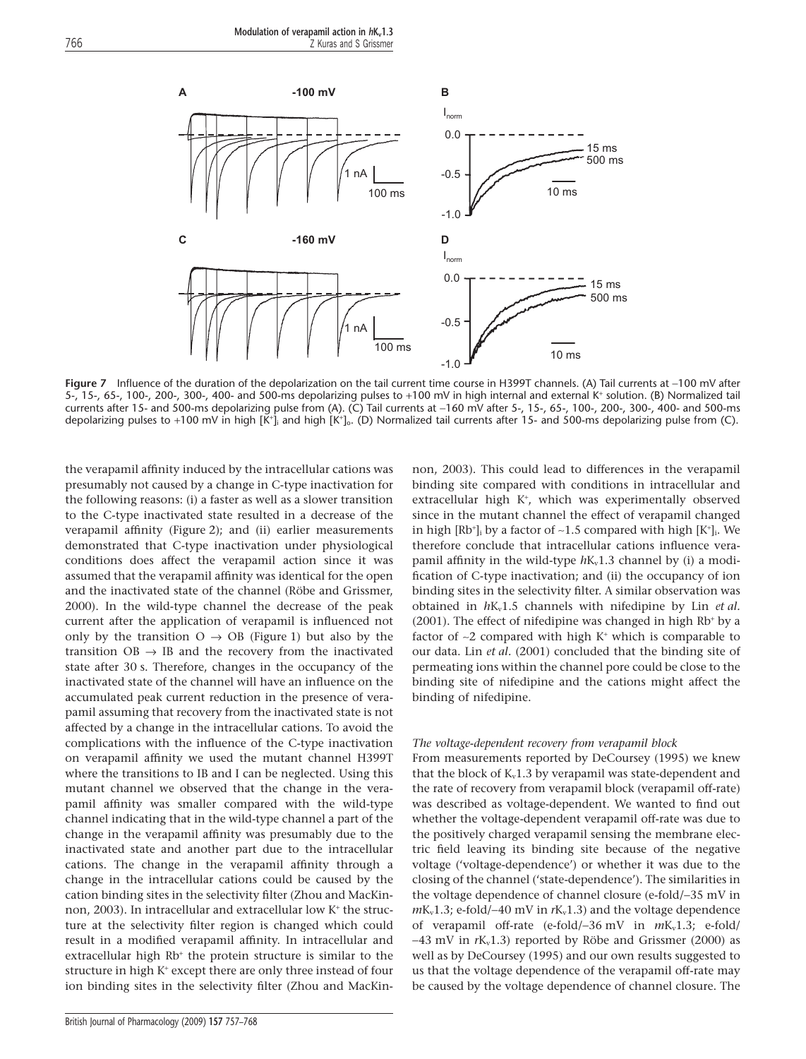**Figure 7** Influence of the duration of the depolarization on the tail current time course in H399T channels. (A) Tail currents at –100 mV after 5-, 15-, 65-, 100-, 200-, 300-, 400- and 500-ms depolarizing pulses to +100 mV in high internal and external $K^+$ solution. (B) Normalized tail currents after 15- and 500-ms depolarizing pulse from (A). (C) Tail currents at –160 mV after 5-, 15-, 65-, 100-, 200-, 300-, 400- and 500-ms depolarizing pulses to +100 mV in high $[K^+]_i$ and high $[K^+]_o$. (D) Normalized tail currents after 15- and 500-ms depolarizing pulse from (C).

the verapamil affinity induced by the intracellular cations was presumably not caused by a change in C-type inactivation for the following reasons: (i) a faster as well as a slower transition to the C-type inactivated state resulted in a decrease of the verapamil affinity (Figure 2); and (ii) earlier measurements demonstrated that C-type inactivation under physiological conditions does affect the verapamil action since it was assumed that the verapamil affinity was identical for the open and the inactivated state of the channel (Röbe and Grissmer, 2000). In the wild-type channel the decrease of the peak current after the application of verapamil is influenced not only by the transition O → OB (Figure 1) but also by the transition OB → IB and the recovery from the inactivated state after 30 s. Therefore, changes in the occupancy of the inactivated state of the channel will have an influence on the accumulated peak current reduction in the presence of verapamil assuming that recovery from the inactivated state is not affected by a change in the intracellular cations. To avoid the complications with the influence of the C-type inactivation on verapamil affinity we used the mutant channel H399T where the transitions to IB and I can be neglected. Using this mutant channel we observed that the change in the verapamil affinity was smaller compared with the wild-type channel indicating that in the wild-type channel a part of the change in the verapamil affinity was presumably due to the inactivated state and another part due to the intracellular cations. The change in the verapamil affinity through a change in the intracellular cations could be caused by the cation binding sites in the selectivity filter (Zhou and MacKinnon, 2003). In intracellular and extracellular low $K^+$ the structure at the selectivity filter region is changed which could result in a modified verapamil affinity. In intracellular and extracellular high $Rb^+$ the protein structure is similar to the structure in high $K^+$ except there are only three instead of four ion binding sites in the selectivity filter (Zhou and MacKinnon, 2003). This could lead to differences in the verapamil binding site compared with conditions in intracellular and extracellular high $K^+$, which was experimentally observed since in the mutant channel the effect of verapamil changed in high $[Rb^+]_i$ by a factor of ~1.5 compared with high $[K^+]_i$. We therefore conclude that intracellular cations influence verapamil affinity in the wild-type *h*$K_v$1.3 channel by (i) a modification of C-type inactivation; and (ii) the occupancy of ion binding sites in the selectivity filter. A similar observation was obtained in *h*$K_v$1.5 channels with nifedipine by Lin *et al*. (2001). The effect of nifedipine was changed in high $Rb^+$ by a factor of ~2 compared with high $K^+$ which is comparable to our data. Lin *et al*. (2001) concluded that the binding site of permeating ions within the channel pore could be close to the binding site of nifedipine and the cations might affect the binding of nifedipine.

### *The voltage-dependent recovery from verapamil block*

From measurements reported by DeCoursey (1995) we knew that the block of $K_v$1.3 by verapamil was state-dependent and the rate of recovery from verapamil block (verapamil off-rate) was described as voltage-dependent. We wanted to find out whether the voltage-dependent verapamil off-rate was due to the positively charged verapamil sensing the membrane electric field leaving its binding site because of the negative voltage ('voltage-dependence') or whether it was due to the closing of the channel ('state-dependence'). The similarities in the voltage dependence of channel closure (e-fold/–35 mV in *m*$K_v$1.3; e-fold/–40 mV in *r*$K_v$1.3) and the voltage dependence of verapamil off-rate (e-fold/–36 mV in *m*$K_v$1.3; e-fold/ –43 mV in *r*$K_v$1.3) reported by Röbe and Grissmer (2000) as well as by DeCoursey (1995) and our own results suggested to us that the voltage dependence of the verapamil off-rate may be caused by the voltage dependence of channel closure. The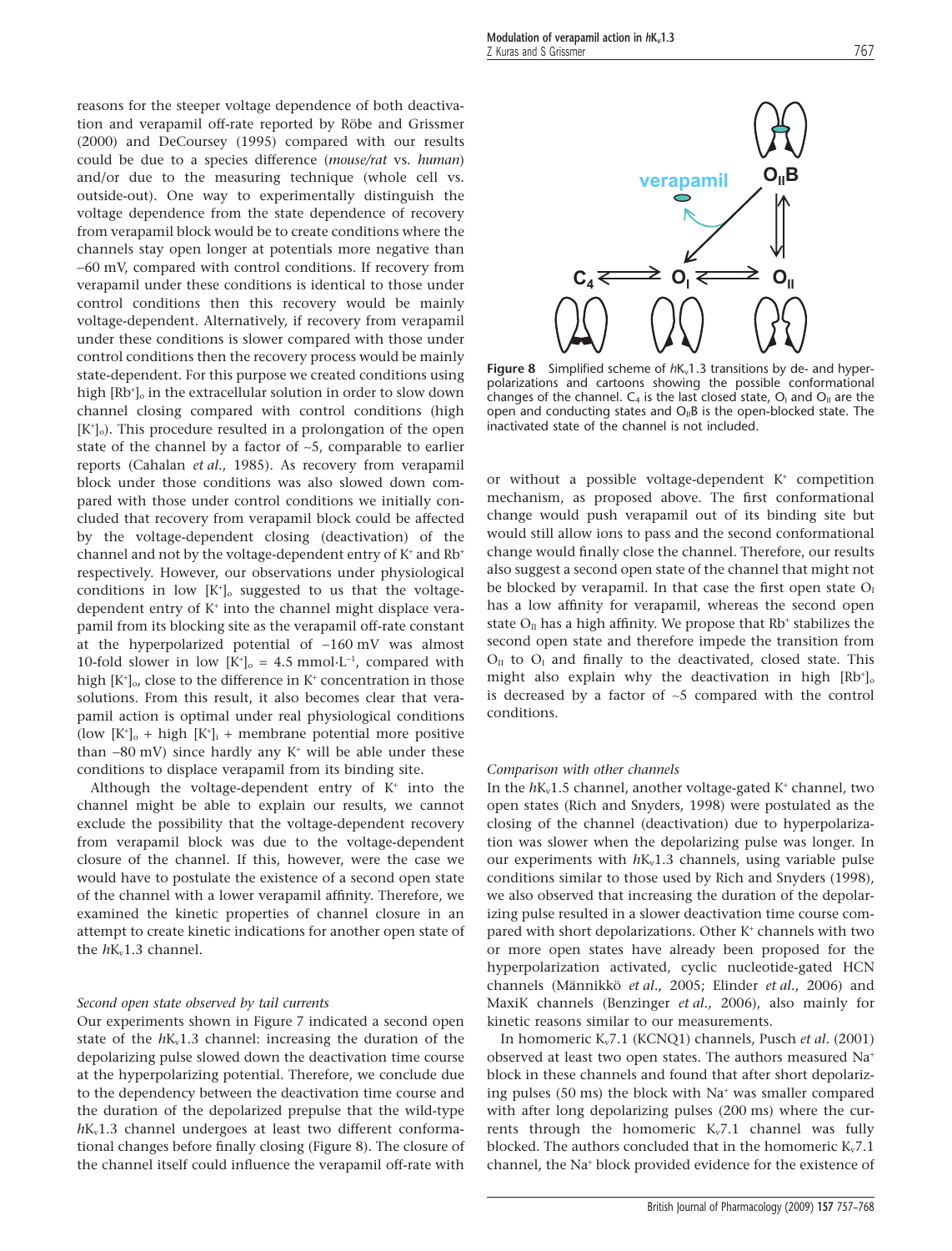reasons for the steeper voltage dependence of both deactivation and verapamil off-rate reported by Röbe and Grissmer (2000) and DeCoursey (1995) compared with our results could be due to a species difference (*mouse/rat* vs. *human*) and/or due to the measuring technique (whole cell vs. outside-out). One way to experimentally distinguish the voltage dependence from the state dependence of recovery from verapamil block would be to create conditions where the channels stay open longer at potentials more negative than –60 mV, compared with control conditions. If recovery from verapamil under these conditions is identical to those under control conditions then this recovery would be mainly voltage-dependent. Alternatively, if recovery from verapamil under these conditions is slower compared with those under control conditions then the recovery process would be mainly state-dependent. For this purpose we created conditions using high $[Rb^+]_o$ in the extracellular solution in order to slow down channel closing compared with control conditions (high $[K^+]_o$). This procedure resulted in a prolongation of the open state of the channel by a factor of ~5, comparable to earlier reports (Cahalan *et al.*, 1985). As recovery from verapamil block under those conditions was also slowed down compared with those under control conditions we initially concluded that recovery from verapamil block could be affected by the voltage-dependent closing (deactivation) of the channel and not by the voltage-dependent entry of $K^+$ and $Rb^+$ respectively. However, our observations under physiological conditions in low $[K^+]_o$ suggested to us that the voltage-dependent entry of $K^+$ into the channel might displace verapamil from its blocking site as the verapamil off-rate constant at the hyperpolarized potential of –160 mV was almost 10-fold slower in low $[K^+]_o$ = 4.5 mmol·L$^{-1}$, compared with high $[K^+]_o$, close to the difference in $K^+$ concentration in those solutions. From this result, it also becomes clear that verapamil action is optimal under real physiological conditions (low $[K^+]_o$ + high $[K^+]_i$ + membrane potential more positive than –80 mV) since hardly any $K^+$ will be able under these conditions to displace verapamil from its binding site.

Although the voltage-dependent entry of $K^+$ into the channel might be able to explain our results, we cannot exclude the possibility that the voltage-dependent recovery from verapamil block was due to the voltage-dependent closure of the channel. If this, however, were the case we would have to postulate the existence of a second open state of the channel with a lower verapamil affinity. Therefore, we examined the kinetic properties of channel closure in an attempt to create kinetic indications for another open state of the $hK_v1.3$ channel.

### *Second open state observed by tail currents*

Our experiments shown in Figure 7 indicated a second open state of the $hK_v1.3$ channel: increasing the duration of the depolarizing pulse slowed down the deactivation time course at the hyperpolarizing potential. Therefore, we conclude due to the dependency between the deactivation time course and the duration of the depolarized prepulse that the wild-type $hK_v1.3$ channel undergoes at least two different conformational changes before finally closing (Figure 8). The closure of the channel itself could influence the verapamil off-rate with or without a possible voltage-dependent $K^+$ competition mechanism, as proposed above. The first conformational change would push verapamil out of its binding site but would still allow ions to pass and the second conformational change would finally close the channel. Therefore, our results also suggest a second open state of the channel that might not be blocked by verapamil. In that case the first open state $O_I$ has a low affinity for verapamil, whereas the second open state $O_{II}$ has a high affinity. We propose that $Rb^+$ stabilizes the second open state and therefore impede the transition from $O_{II}$ to $O_I$ and finally to the deactivated, closed state. This might also explain why the deactivation in high $[Rb^+]_o$ is decreased by a factor of ~5 compared with the control conditions.

**Figure 8** Simplified scheme of $hK_v1.3$ transitions by de- and hyperpolarizations and cartoons showing the possible conformational changes of the channel. $C_4$ is the last closed state, $O_I$ and $O_{II}$ are the open and conducting states and $O_{II}B$ is the open-blocked state. The inactivated state of the channel is not included.

### *Comparison with other channels*

In the $hK_v1.5$ channel, another voltage-gated $K^+$ channel, two open states (Rich and Snyders, 1998) were postulated as the closing of the channel (deactivation) due to hyperpolarization was slower when the depolarizing pulse was longer. In our experiments with $hK_v1.3$ channels, using variable pulse conditions similar to those used by Rich and Snyders (1998), we also observed that increasing the duration of the depolarizing pulse resulted in a slower deactivation time course compared with short depolarizations. Other $K^+$ channels with two or more open states have already been proposed for the hyperpolarization activated, cyclic nucleotide-gated HCN channels (Männikkö *et al.*, 2005; Elinder *et al.*, 2006) and MaxiK channels (Benzinger *et al.*, 2006), also mainly for kinetic reasons similar to our measurements.

In homomeric $K_v7.1$ (KCNQ1) channels, Pusch *et al.* (2001) observed at least two open states. The authors measured $Na^+$ block in these channels and found that after short depolarizing pulses (50 ms) the block with $Na^+$ was smaller compared with after long depolarizing pulses (200 ms) where the currents through the homomeric $K_v7.1$ channel was fully blocked. The authors concluded that in the homomeric $K_v7.1$ channel, the $Na^+$ block provided evidence for the existence of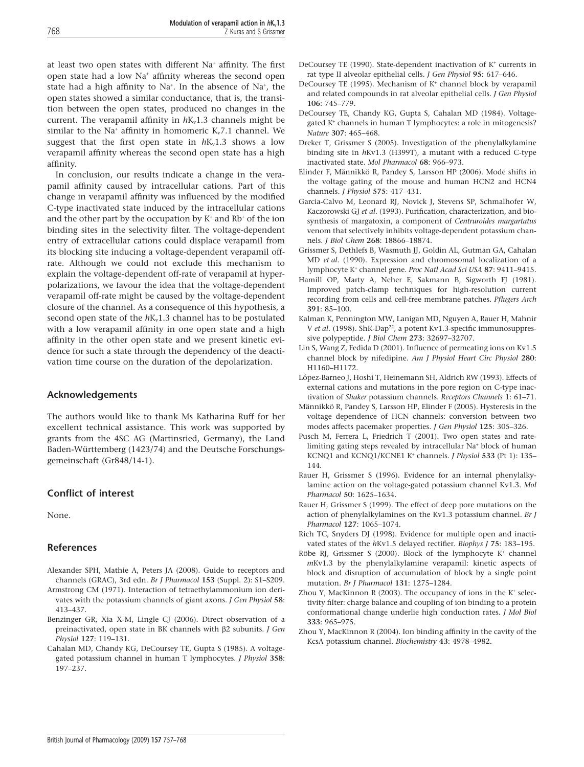at least two open states with different $Na^+$ affinity. The first open state had a low $Na^+$ affinity whereas the second open state had a high affinity to $Na^+$. In the absence of $Na^+$, the open states showed a similar conductance, that is, the transition between the open states, produced no changes in the current. The verapamil affinity in *h*$K_v$1.3 channels might be similar to the $Na^+$ affinity in homomeric $K_v$7.1 channel. We suggest that the first open state in *h*$K_v$1.3 shows a low verapamil affinity whereas the second open state has a high affinity.

In conclusion, our results indicate a change in the verapamil affinity caused by intracellular cations. Part of this change in verapamil affinity was influenced by the modified C-type inactivated state induced by the intracellular cations and the other part by the occupation by $K^+$ and $Rb^+$ of the ion binding sites in the selectivity filter. The voltage-dependent entry of extracellular cations could displace verapamil from its blocking site inducing a voltage-dependent verapamil off-rate. Although we could not exclude this mechanism to explain the voltage-dependent off-rate of verapamil at hyperpolarizations, we favour the idea that the voltage-dependent verapamil off-rate might be caused by the voltage-dependent closure of the channel. As a consequence of this hypothesis, a second open state of the *h*$K_v$1.3 channel has to be postulated with a low verapamil affinity in one open state and a high affinity in the other open state and we present kinetic evidence for such a state through the dependency of the deactivation time course on the duration of the depolarization.

## Acknowledgements

The authors would like to thank Ms Katharina Ruff for her excellent technical assistance. This work was supported by grants from the 4SC AG (Martinsried, Germany), the Land Baden-Württemberg (1423/74) and the Deutsche Forschungsgemeinschaft (Gr848/14-1).

## Conflict of interest

None.

## References

Alexander SPH, Mathie A, Peters JA (2008). Guide to receptors and channels (GRAC), 3rd edn. *Br J Pharmacol* **153** (Suppl. 2): S1–S209.

Armstrong CM (1971). Interaction of tetraethylammonium ion derivates with the potassium channels of giant axons. *J Gen Physiol* **58**: 413–437.

Benzinger GR, Xia X-M, Lingle CJ (2006). Direct observation of a preinactivated, open state in BK channels with β2 subunits. *J Gen Physiol* **127**: 119–131.

Cahalan MD, Chandy KG, DeCoursey TE, Gupta S (1985). A voltage-gated potassium channel in human T lymphocytes. *J Physiol* **358**: 197–237.

DeCoursey TE (1990). State-dependent inactivation of $K^+$ currents in rat type II alveolar epithelial cells. *J Gen Physiol* **95**: 617–646.

DeCoursey TE (1995). Mechanism of $K^+$ channel block by verapamil and related compounds in rat alveolar epithelial cells. *J Gen Physiol* **106**: 745–779.

DeCoursey TE, Chandy KG, Gupta S, Cahalan MD (1984). Voltage-gated $K^+$ channels in human T lymphocytes: a role in mitogenesis? *Nature* **307**: 465–468.

Dreker T, Grissmer S (2005). Investigation of the phenylalkylamine binding site in *h*Kv1.3 (H399T), a mutant with a reduced C-type inactivated state. *Mol Pharmacol* **68**: 966–973.

Elinder F, Männikkö R, Pandey S, Larsson HP (2006). Mode shifts in the voltage gating of the mouse and human HCN2 and HCN4 channels. *J Physiol* **575**: 417–431.

Garcia-Calvo M, Leonard RJ, Novick J, Stevens SP, Schmalhofer W, Kaczorowski GJ *et al*. (1993). Purification, characterization, and biosynthesis of margatoxin, a component of *Centruroides margartatus* venom that selectively inhibits voltage-dependent potassium channels. *J Biol Chem* **268**: 18866–18874.

Grissmer S, Dethlefs B, Wasmuth JJ, Goldin AL, Gutman GA, Cahalan MD *et al*. (1990). Expression and chromosomal localization of a lymphocyte $K^+$ channel gene. *Proc Natl Acad Sci USA* **87**: 9411–9415.

Hamill OP, Marty A, Neher E, Sakmann B, Sigworth FJ (1981). Improved patch-clamp techniques for high-resolution current recording from cells and cell-free membrane patches. *Pflugers Arch* **391**: 85–100.

Kalman K, Pennington MW, Lanigan MD, Nguyen A, Rauer H, Mahnir V *et al*. (1998). ShK-Dap[22], a potent Kv1.3-specific immunosuppressive polypeptide. *J Biol Chem* **273**: 32697–32707.

Lin S, Wang Z, Fedida D (2001). Influence of permeating ions on Kv1.5 channel block by nifedipine. *Am J Physiol Heart Circ Physiol* **280**: H1160–H1172.

López-Barneo J, Hoshi T, Heinemann SH, Aldrich RW (1993). Effects of external cations and mutations in the pore region on C-type inactivation of *Shaker* potassium channels. *Receptors Channels* **1**: 61–71.

Männikkö R, Pandey S, Larsson HP, Elinder F (2005). Hysteresis in the voltage dependence of HCN channels: conversion between two modes affects pacemaker properties. *J Gen Physiol* **125**: 305–326.

Pusch M, Ferrera L, Friedrich T (2001). Two open states and rate-limiting gating steps revealed by intracellular $Na^+$ block of human KCNQ1 and KCNQ1/KCNE1 $K^+$ channels. *J Physiol* **533** (Pt 1): 135–144.

Rauer H, Grissmer S (1996). Evidence for an internal phenylalkylamine action on the voltage-gated potassium channel Kv1.3. *Mol Pharmacol* **50**: 1625–1634.

Rauer H, Grissmer S (1999). The effect of deep pore mutations on the action of phenylalkylamines on the Kv1.3 potassium channel. *Br J Pharmacol* **127**: 1065–1074.

Rich TC, Snyders DJ (1998). Evidence for multiple open and inactivated states of the *h*Kv1.5 delayed rectifier. *Biophys J* **75**: 183–195.

Röbe RJ, Grissmer S (2000). Block of the lymphocyte $K^+$ channel *m*Kv1.3 by the phenylalkylamine verapamil: kinetic aspects of block and disruption of accumulation of block by a single point mutation. *Br J Pharmacol* **131**: 1275–1284.

Zhou Y, MacKinnon R (2003). The occupancy of ions in the $K^+$ selectivity filter: charge balance and coupling of ion binding to a protein conformational change underlie high conduction rates. *J Mol Biol* **333**: 965–975.

Zhou Y, MacKinnon R (2004). Ion binding affinity in the cavity of the KcsA potassium channel. *Biochemistry* **43**: 4978–4982.